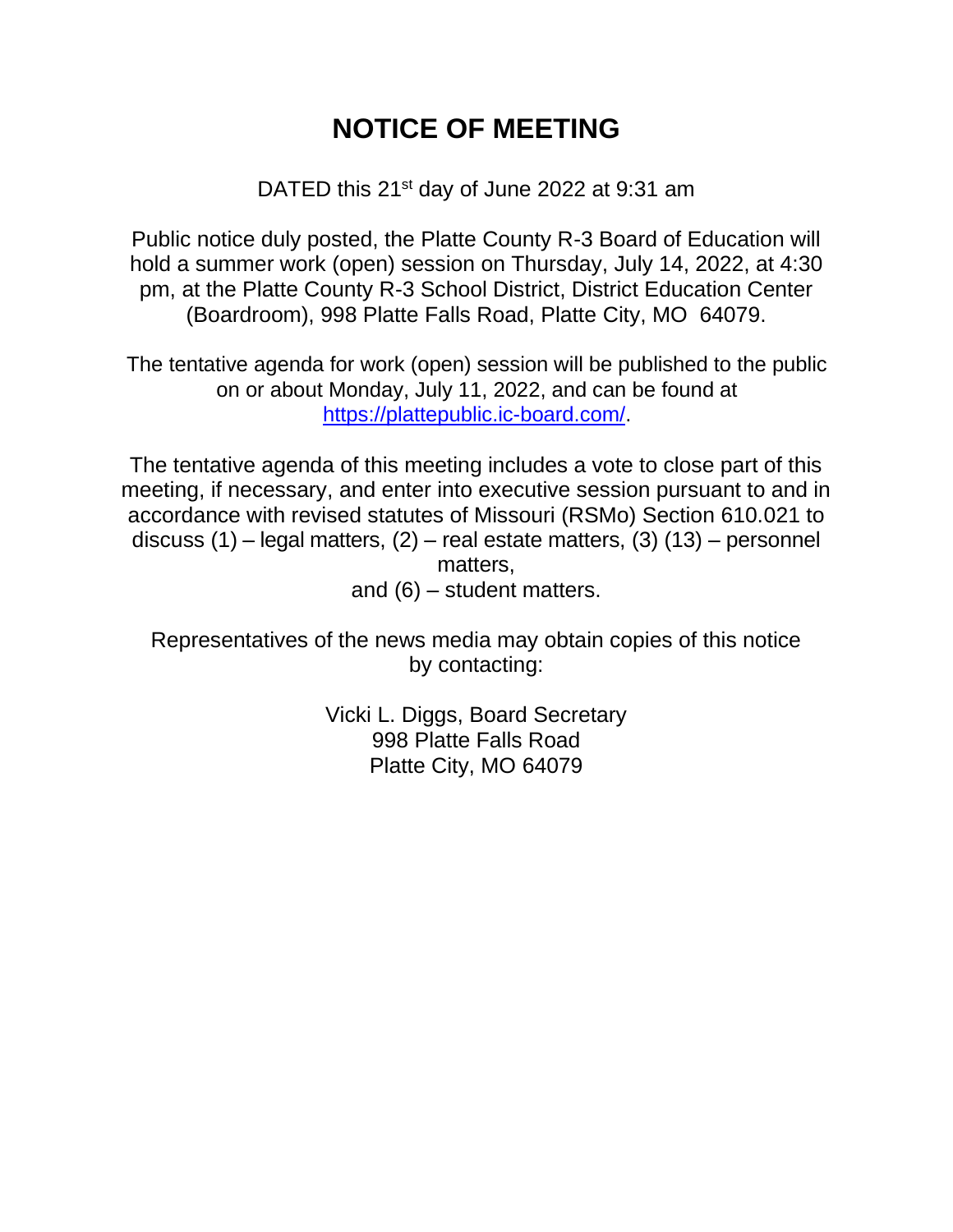# NOTICE OF MEETING

DATED this 21st day of June 2022 at 9:31 am

Public notice duly posted, the Platte County R-3 Board of Education will hold a summer work (open) session on Thursday, July 14, 2022, at 4:30 pm, at the Platte County R-3 School District, District Education Center (Boardroom), 998 Platte Falls Road, Platte City, MO 64079.

The tentative agenda for work (open) session will be published to the public on or about Monday, July 11, 2022, and can be found at https://plattepublic.ic-board.com/.

The tentative agenda of this meeting includes a vote to close part of this meeting, if necessary, and enter into executive session pursuant to and in accordance with revised statutes of Missouri (RSMo) Section 610.021 to discuss (1) – legal matters, (2) – real estate matters, (3) (13) – personnel matters, and (6) – student matters.

Representatives of the news media may obtain copies of this notice by contacting:

Vicki L. Diggs, Board Secretary
998 Platte Falls Road
Platte City, MO 64079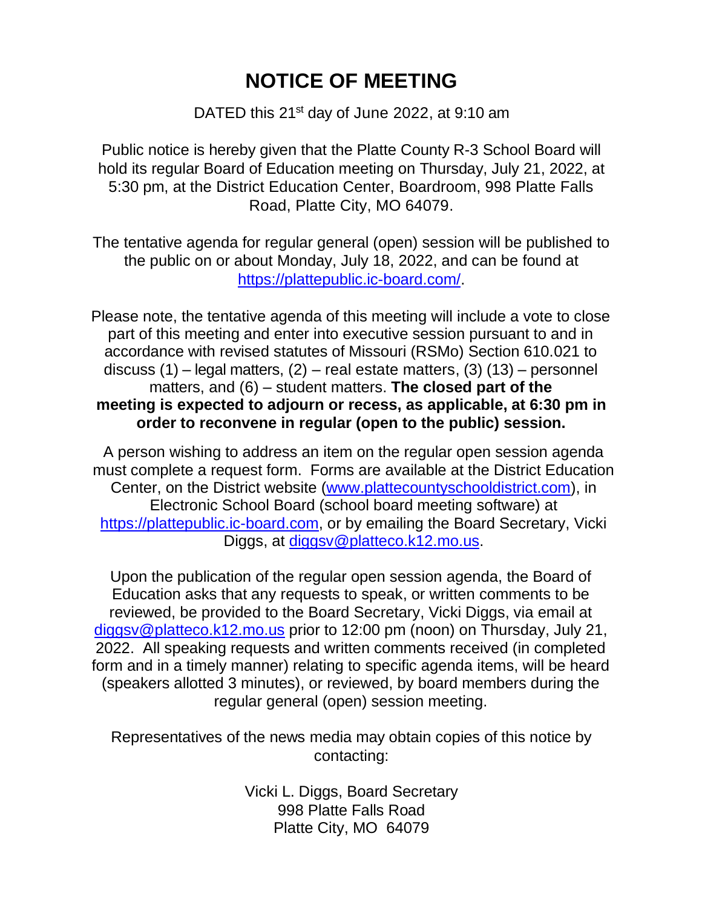# NOTICE OF MEETING

DATED this 21st day of June 2022, at 9:10 am

Public notice is hereby given that the Platte County R-3 School Board will hold its regular Board of Education meeting on Thursday, July 21, 2022, at 5:30 pm, at the District Education Center, Boardroom, 998 Platte Falls Road, Platte City, MO 64079.

The tentative agenda for regular general (open) session will be published to the public on or about Monday, July 18, 2022, and can be found at https://plattepublic.ic-board.com/.

Please note, the tentative agenda of this meeting will include a vote to close part of this meeting and enter into executive session pursuant to and in accordance with revised statutes of Missouri (RSMo) Section 610.021 to discuss (1) – legal matters, (2) – real estate matters, (3) (13) – personnel matters, and (6) – student matters. **The closed part of the meeting is expected to adjourn or recess, as applicable, at 6:30 pm in order to reconvene in regular (open to the public) session.**

A person wishing to address an item on the regular open session agenda must complete a request form. Forms are available at the District Education Center, on the District website (www.plattecountyschooldistrict.com), in Electronic School Board (school board meeting software) at https://plattepublic.ic-board.com, or by emailing the Board Secretary, Vicki Diggs, at diggsv@platteco.k12.mo.us.

Upon the publication of the regular open session agenda, the Board of Education asks that any requests to speak, or written comments to be reviewed, be provided to the Board Secretary, Vicki Diggs, via email at diggsv@platteco.k12.mo.us prior to 12:00 pm (noon) on Thursday, July 21, 2022. All speaking requests and written comments received (in completed form and in a timely manner) relating to specific agenda items, will be heard (speakers allotted 3 minutes), or reviewed, by board members during the regular general (open) session meeting.

Representatives of the news media may obtain copies of this notice by contacting:

Vicki L. Diggs, Board Secretary
998 Platte Falls Road
Platte City, MO 64079